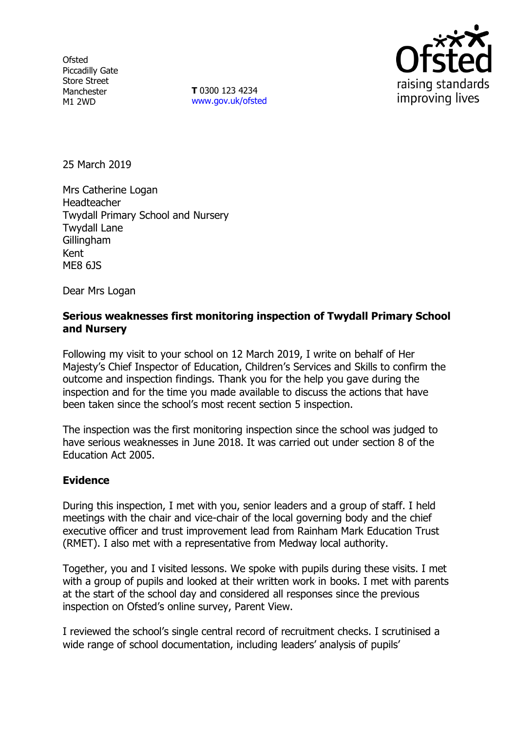Ofsted
Piccadilly Gate
Store Street
Manchester
M1 2WD

**T** 0300 123 4234
www.gov.uk/ofsted

25 March 2019

Mrs Catherine Logan
Headteacher
Twydall Primary School and Nursery
Twydall Lane
Gillingham
Kent
ME8 6JS

Dear Mrs Logan

**Serious weaknesses first monitoring inspection of Twydall Primary School and Nursery**

Following my visit to your school on 12 March 2019, I write on behalf of Her Majesty's Chief Inspector of Education, Children's Services and Skills to confirm the outcome and inspection findings. Thank you for the help you gave during the inspection and for the time you made available to discuss the actions that have been taken since the school's most recent section 5 inspection.

The inspection was the first monitoring inspection since the school was judged to have serious weaknesses in June 2018. It was carried out under section 8 of the Education Act 2005.

## Evidence

During this inspection, I met with you, senior leaders and a group of staff. I held meetings with the chair and vice-chair of the local governing body and the chief executive officer and trust improvement lead from Rainham Mark Education Trust (RMET). I also met with a representative from Medway local authority.

Together, you and I visited lessons. We spoke with pupils during these visits. I met with a group of pupils and looked at their written work in books. I met with parents at the start of the school day and considered all responses since the previous inspection on Ofsted's online survey, Parent View.

I reviewed the school's single central record of recruitment checks. I scrutinised a wide range of school documentation, including leaders' analysis of pupils'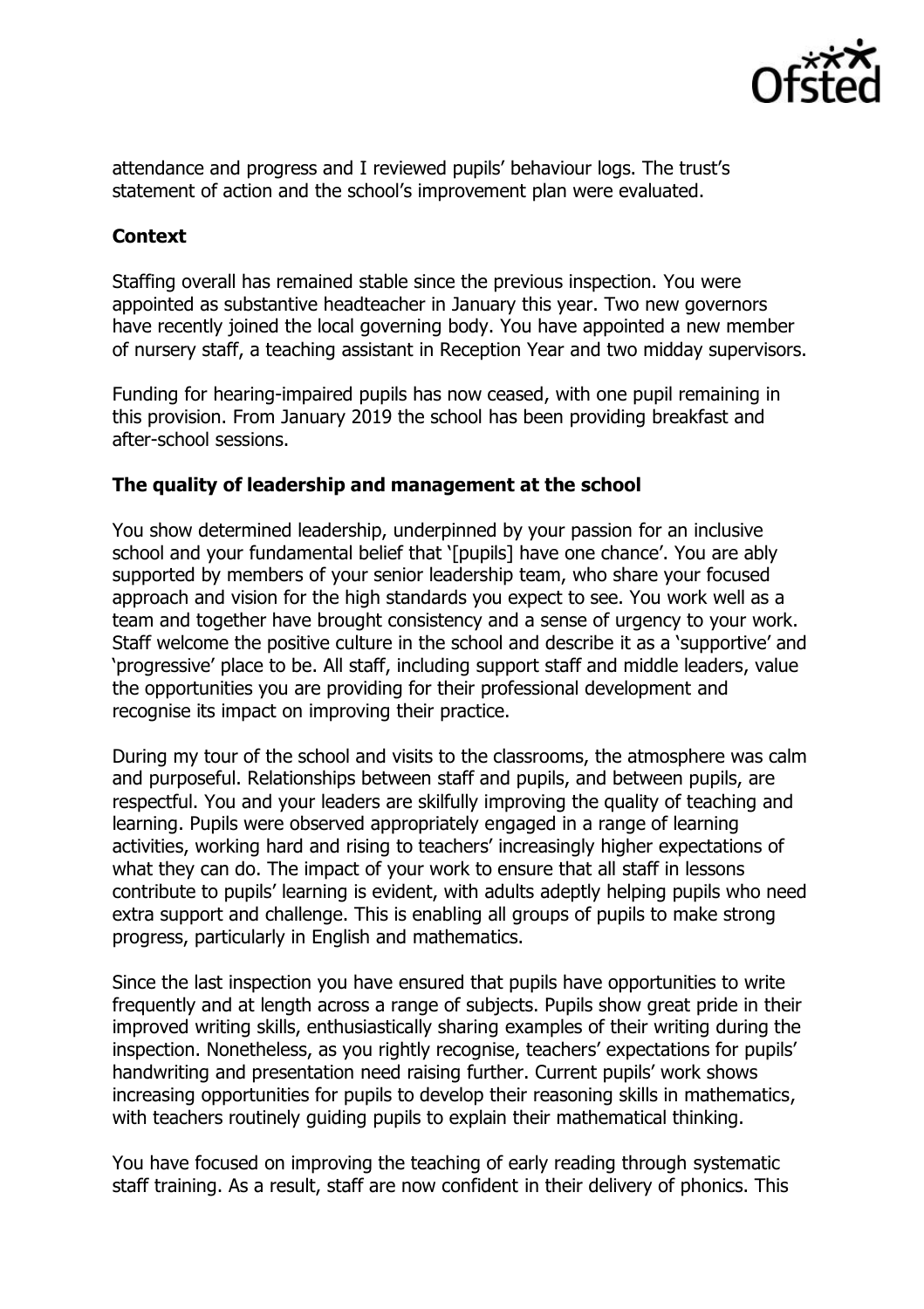attendance and progress and I reviewed pupils' behaviour logs. The trust's statement of action and the school's improvement plan were evaluated.

**Context**

Staffing overall has remained stable since the previous inspection. You were appointed as substantive headteacher in January this year. Two new governors have recently joined the local governing body. You have appointed a new member of nursery staff, a teaching assistant in Reception Year and two midday supervisors.

Funding for hearing-impaired pupils has now ceased, with one pupil remaining in this provision. From January 2019 the school has been providing breakfast and after-school sessions.

**The quality of leadership and management at the school**

You show determined leadership, underpinned by your passion for an inclusive school and your fundamental belief that '[pupils] have one chance'. You are ably supported by members of your senior leadership team, who share your focused approach and vision for the high standards you expect to see. You work well as a team and together have brought consistency and a sense of urgency to your work. Staff welcome the positive culture in the school and describe it as a 'supportive' and 'progressive' place to be. All staff, including support staff and middle leaders, value the opportunities you are providing for their professional development and recognise its impact on improving their practice.

During my tour of the school and visits to the classrooms, the atmosphere was calm and purposeful. Relationships between staff and pupils, and between pupils, are respectful. You and your leaders are skilfully improving the quality of teaching and learning. Pupils were observed appropriately engaged in a range of learning activities, working hard and rising to teachers' increasingly higher expectations of what they can do. The impact of your work to ensure that all staff in lessons contribute to pupils' learning is evident, with adults adeptly helping pupils who need extra support and challenge. This is enabling all groups of pupils to make strong progress, particularly in English and mathematics.

Since the last inspection you have ensured that pupils have opportunities to write frequently and at length across a range of subjects. Pupils show great pride in their improved writing skills, enthusiastically sharing examples of their writing during the inspection. Nonetheless, as you rightly recognise, teachers' expectations for pupils' handwriting and presentation need raising further. Current pupils' work shows increasing opportunities for pupils to develop their reasoning skills in mathematics, with teachers routinely guiding pupils to explain their mathematical thinking.

You have focused on improving the teaching of early reading through systematic staff training. As a result, staff are now confident in their delivery of phonics. This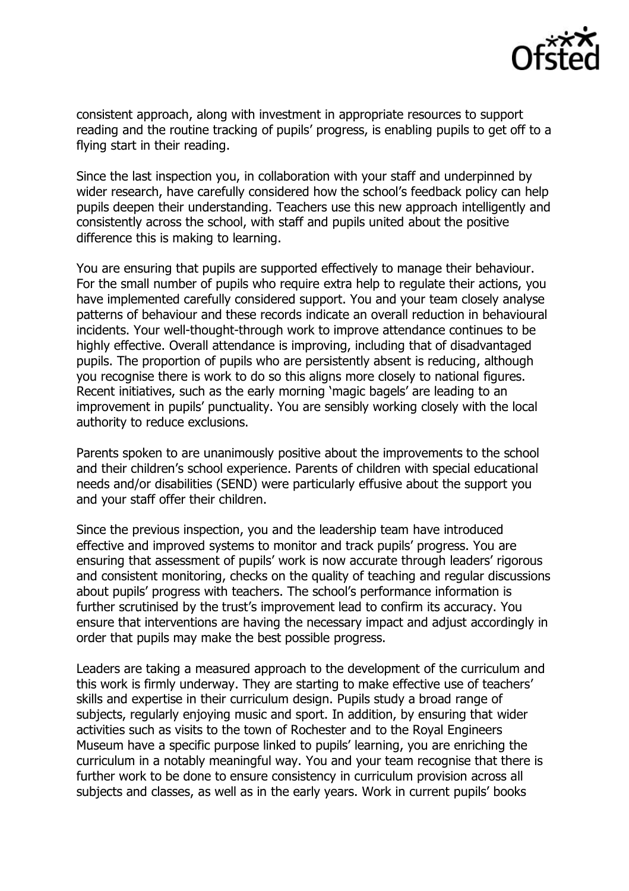consistent approach, along with investment in appropriate resources to support reading and the routine tracking of pupils' progress, is enabling pupils to get off to a flying start in their reading.

Since the last inspection you, in collaboration with your staff and underpinned by wider research, have carefully considered how the school's feedback policy can help pupils deepen their understanding. Teachers use this new approach intelligently and consistently across the school, with staff and pupils united about the positive difference this is making to learning.

You are ensuring that pupils are supported effectively to manage their behaviour. For the small number of pupils who require extra help to regulate their actions, you have implemented carefully considered support. You and your team closely analyse patterns of behaviour and these records indicate an overall reduction in behavioural incidents. Your well-thought-through work to improve attendance continues to be highly effective. Overall attendance is improving, including that of disadvantaged pupils. The proportion of pupils who are persistently absent is reducing, although you recognise there is work to do so this aligns more closely to national figures. Recent initiatives, such as the early morning 'magic bagels' are leading to an improvement in pupils' punctuality. You are sensibly working closely with the local authority to reduce exclusions.

Parents spoken to are unanimously positive about the improvements to the school and their children's school experience. Parents of children with special educational needs and/or disabilities (SEND) were particularly effusive about the support you and your staff offer their children.

Since the previous inspection, you and the leadership team have introduced effective and improved systems to monitor and track pupils' progress. You are ensuring that assessment of pupils' work is now accurate through leaders' rigorous and consistent monitoring, checks on the quality of teaching and regular discussions about pupils' progress with teachers. The school's performance information is further scrutinised by the trust's improvement lead to confirm its accuracy. You ensure that interventions are having the necessary impact and adjust accordingly in order that pupils may make the best possible progress.

Leaders are taking a measured approach to the development of the curriculum and this work is firmly underway. They are starting to make effective use of teachers' skills and expertise in their curriculum design. Pupils study a broad range of subjects, regularly enjoying music and sport. In addition, by ensuring that wider activities such as visits to the town of Rochester and to the Royal Engineers Museum have a specific purpose linked to pupils' learning, you are enriching the curriculum in a notably meaningful way. You and your team recognise that there is further work to be done to ensure consistency in curriculum provision across all subjects and classes, as well as in the early years. Work in current pupils' books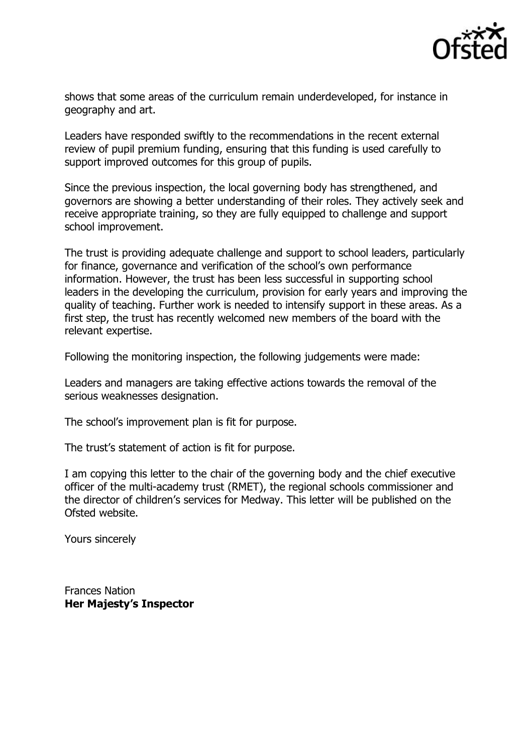shows that some areas of the curriculum remain underdeveloped, for instance in geography and art.

Leaders have responded swiftly to the recommendations in the recent external review of pupil premium funding, ensuring that this funding is used carefully to support improved outcomes for this group of pupils.

Since the previous inspection, the local governing body has strengthened, and governors are showing a better understanding of their roles. They actively seek and receive appropriate training, so they are fully equipped to challenge and support school improvement.

The trust is providing adequate challenge and support to school leaders, particularly for finance, governance and verification of the school's own performance information. However, the trust has been less successful in supporting school leaders in the developing the curriculum, provision for early years and improving the quality of teaching. Further work is needed to intensify support in these areas. As a first step, the trust has recently welcomed new members of the board with the relevant expertise.

Following the monitoring inspection, the following judgements were made:

Leaders and managers are taking effective actions towards the removal of the serious weaknesses designation.

The school's improvement plan is fit for purpose.

The trust's statement of action is fit for purpose.

I am copying this letter to the chair of the governing body and the chief executive officer of the multi-academy trust (RMET), the regional schools commissioner and the director of children's services for Medway. This letter will be published on the Ofsted website.

Yours sincerely

Frances Nation
**Her Majesty's Inspector**